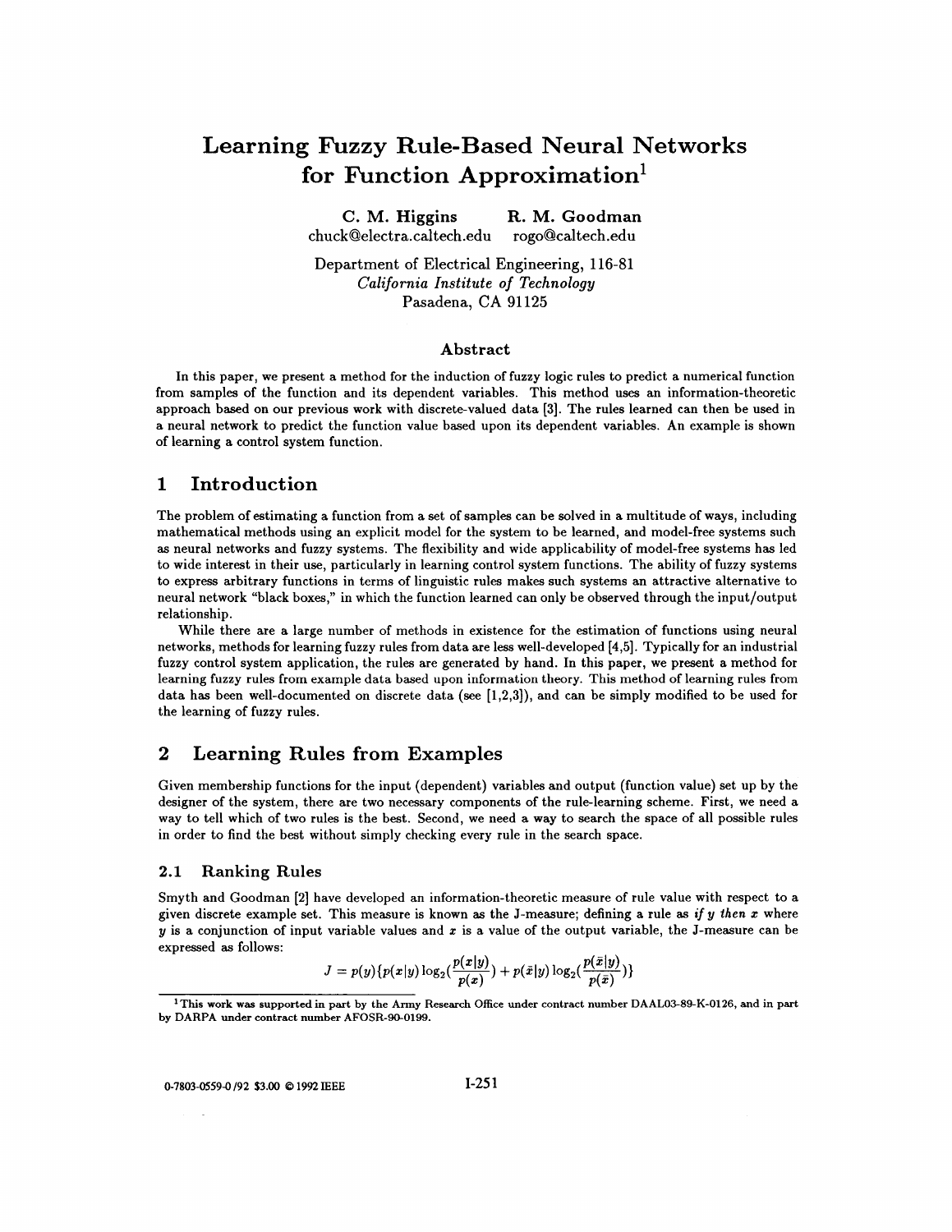# Learning Fuzzy Rule-Based Neural Networks for Function Approximation[1]

**C. M. Higgins** chuck@electra.caltech.edu

**R. M. Goodman** rogo@caltech.edu

Department of Electrical Engineering, 116-81
*California Institute of Technology*
Pasadena, CA 91125

### Abstract

In this paper, we present a method for the induction of fuzzy logic rules to predict a numerical function from samples of the function and its dependent variables. This method uses an information-theoretic approach based on our previous work with discrete-valued data [3]. The rules learned can then be used in a neural network to predict the function value based upon its dependent variables. An example is shown of learning a control system function.

## 1 Introduction

The problem of estimating a function from a set of samples can be solved in a multitude of ways, including mathematical methods using an explicit model for the system to be learned, and model-free systems such as neural networks and fuzzy systems. The flexibility and wide applicability of model-free systems has led to wide interest in their use, particularly in learning control system functions. The ability of fuzzy systems to express arbitrary functions in terms of linguistic rules makes such systems an attractive alternative to neural network "black boxes," in which the function learned can only be observed through the input/output relationship.

While there are a large number of methods in existence for the estimation of functions using neural networks, methods for learning fuzzy rules from data are less well-developed [4,5]. Typically for an industrial fuzzy control system application, the rules are generated by hand. In this paper, we present a method for learning fuzzy rules from example data based upon information theory. This method of learning rules from data has been well-documented on discrete data (see [1,2,3]), and can be simply modified to be used for the learning of fuzzy rules.

## 2 Learning Rules from Examples

Given membership functions for the input (dependent) variables and output (function value) set up by the designer of the system, there are two necessary components of the rule-learning scheme. First, we need a way to tell which of two rules is the best. Second, we need a way to search the space of all possible rules in order to find the best without simply checking every rule in the search space.

### 2.1 Ranking Rules

Smyth and Goodman [2] have developed an information-theoretic measure of rule value with respect to a given discrete example set. This measure is known as the J-measure; defining a rule as *if $y$ then $x$* where $y$ is a conjunction of input variable values and $x$ is a value of the output variable, the J-measure can be expressed as follows:

$$J = p(y)\{p(x|y)\log_2(\frac{p(x|y)}{p(x)}) + p(\bar{x}|y)\log_2(\frac{p(\bar{x}|y)}{p(\bar{x})})\}$$

---

[1] This work was supported in part by the Army Research Office under contract number DAAL03-89-K-0126, and in part by DARPA under contract number AFOSR-90-0199.

0-7803-0559-0/92 $3.00 © 1992 IEEE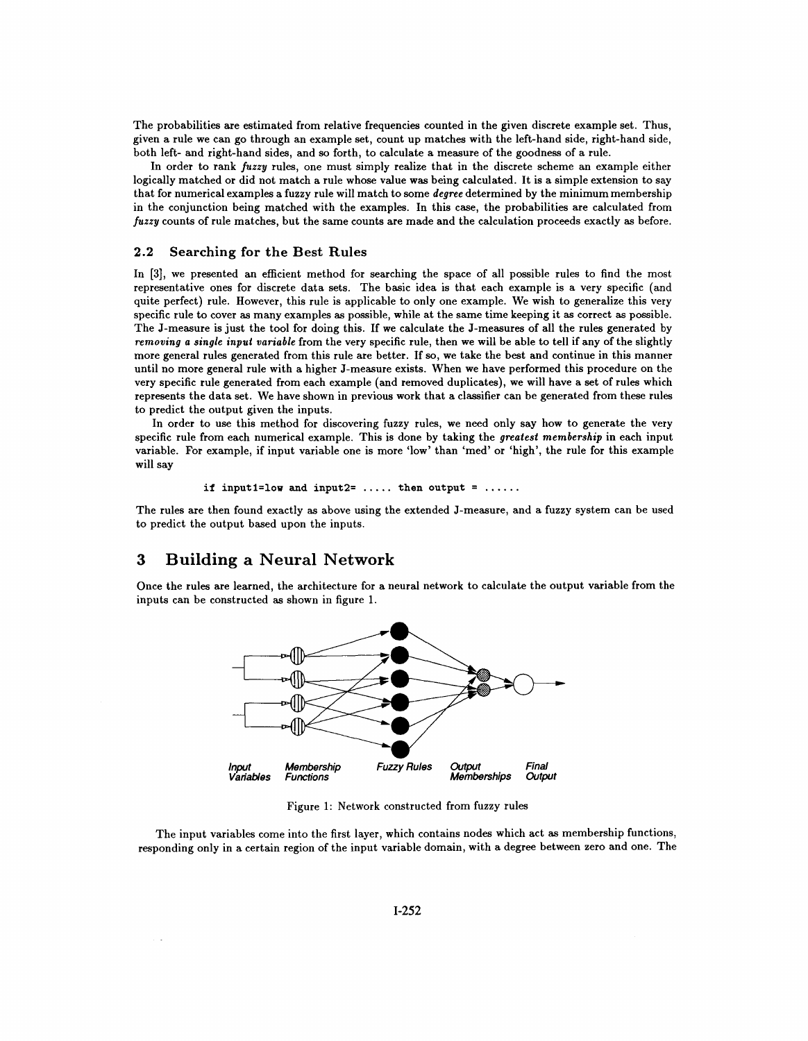The probabilities are estimated from relative frequencies counted in the given discrete example set. Thus, given a rule we can go through an example set, count up matches with the left-hand side, right-hand side, both left- and right-hand sides, and so forth, to calculate a measure of the goodness of a rule.

In order to rank *fuzzy* rules, one must simply realize that in the discrete scheme an example either logically matched or did not match a rule whose value was being calculated. It is a simple extension to say that for numerical examples a fuzzy rule will match to some *degree* determined by the minimum membership in the conjunction being matched with the examples. In this case, the probabilities are calculated from *fuzzy* counts of rule matches, but the same counts are made and the calculation proceeds exactly as before.

### 2.2 Searching for the Best Rules

In [3], we presented an efficient method for searching the space of all possible rules to find the most representative ones for discrete data sets. The basic idea is that each example is a very specific (and quite perfect) rule. However, this rule is applicable to only one example. We wish to generalize this very specific rule to cover as many examples as possible, while at the same time keeping it as correct as possible. The J-measure is just the tool for doing this. If we calculate the J-measures of all the rules generated by *removing a single input variable* from the very specific rule, then we will be able to tell if any of the slightly more general rules generated from this rule are better. If so, we take the best and continue in this manner until no more general rule with a higher J-measure exists. When we have performed this procedure on the very specific rule generated from each example (and removed duplicates), we will have a set of rules which represents the data set. We have shown in previous work that a classifier can be generated from these rules to predict the output given the inputs.

In order to use this method for discovering fuzzy rules, we need only say how to generate the very specific rule from each numerical example. This is done by taking the *greatest membership* in each input variable. For example, if input variable one is more 'low' than 'med' or 'high', the rule for this example will say

```
if input1=low and input2= ..... then output = ......
```

The rules are then found exactly as above using the extended J-measure, and a fuzzy system can be used to predict the output based upon the inputs.

## 3 Building a Neural Network

Once the rules are learned, the architecture for a neural network to calculate the output variable from the inputs can be constructed as shown in figure 1.

Input Variables
Membership Functions
Fuzzy Rules
Output Memberships
Final Output

Figure 1: Network constructed from fuzzy rules

The input variables come into the first layer, which contains nodes which act as membership functions, responding only in a certain region of the input variable domain, with a degree between zero and one. The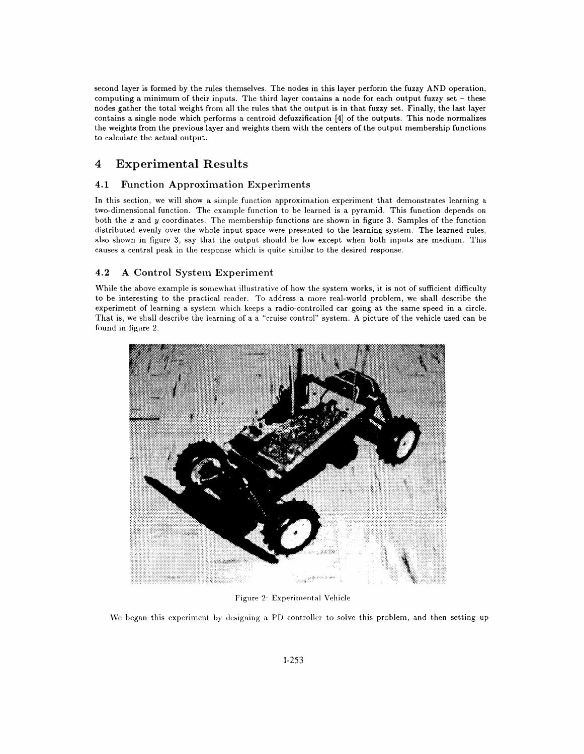second layer is formed by the rules themselves. The nodes in this layer perform the fuzzy AND operation, computing a minimum of their inputs. The third layer contains a node for each output fuzzy set – these nodes gather the total weight from all the rules that the output is in that fuzzy set. Finally, the last layer contains a single node which performs a centroid defuzzification [4] of the outputs. This node normalizes the weights from the previous layer and weights them with the centers of the output membership functions to calculate the actual output.

## 4 Experimental Results

### 4.1 Function Approximation Experiments

In this section, we will show a simple function approximation experiment that demonstrates learning a two-dimensional function. The example function to be learned is a pyramid. This function depends on both the $x$ and $y$ coordinates. The membership functions are shown in figure 3. Samples of the function distributed evenly over the whole input space were presented to the learning system. The learned rules, also shown in figure 3, say that the output should be low except when both inputs are medium. This causes a central peak in the response which is quite similar to the desired response.

### 4.2 A Control System Experiment

While the above example is somewhat illustrative of how the system works, it is not of sufficient difficulty to be interesting to the practical reader. To address a more real-world problem, we shall describe the experiment of learning a system which keeps a radio-controlled car going at the same speed in a circle. That is, we shall describe the learning of a a "cruise control" system. A picture of the vehicle used can be found in figure 2.

Figure 2: Experimental Vehicle

We began this experiment by designing a PD controller to solve this problem, and then setting up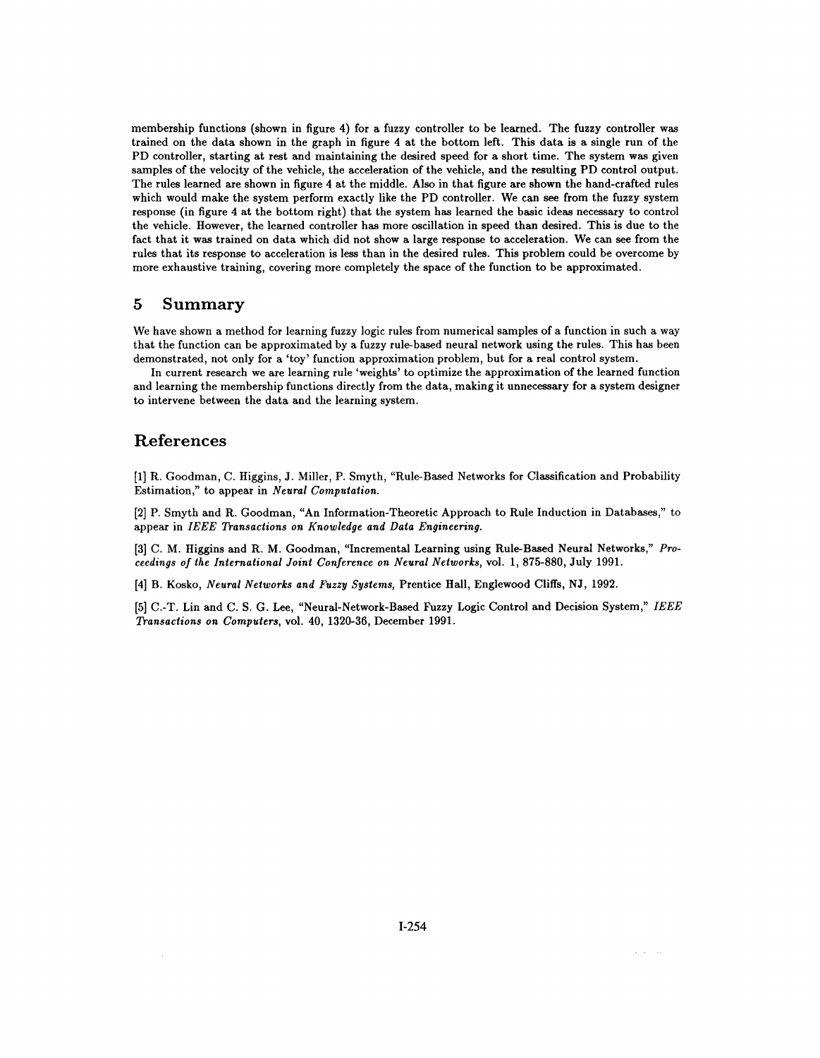membership functions (shown in figure 4) for a fuzzy controller to be learned. The fuzzy controller was trained on the data shown in the graph in figure 4 at the bottom left. This data is a single run of the PD controller, starting at rest and maintaining the desired speed for a short time. The system was given samples of the velocity of the vehicle, the acceleration of the vehicle, and the resulting PD control output. The rules learned are shown in figure 4 at the middle. Also in that figure are shown the hand-crafted rules which would make the system perform exactly like the PD controller. We can see from the fuzzy system response (in figure 4 at the bottom right) that the system has learned the basic ideas necessary to control the vehicle. However, the learned controller has more oscillation in speed than desired. This is due to the fact that it was trained on data which did not show a large response to acceleration. We can see from the rules that its response to acceleration is less than in the desired rules. This problem could be overcome by more exhaustive training, covering more completely the space of the function to be approximated.

## 5 Summary

We have shown a method for learning fuzzy logic rules from numerical samples of a function in such a way that the function can be approximated by a fuzzy rule-based neural network using the rules. This has been demonstrated, not only for a 'toy' function approximation problem, but for a real control system.

In current research we are learning rule 'weights' to optimize the approximation of the learned function and learning the membership functions directly from the data, making it unnecessary for a system designer to intervene between the data and the learning system.

## References

[1] R. Goodman, C. Higgins, J. Miller, P. Smyth, "Rule-Based Networks for Classification and Probability Estimation," to appear in *Neural Computation.*

[2] P. Smyth and R. Goodman, "An Information-Theoretic Approach to Rule Induction in Databases," to appear in *IEEE Transactions on Knowledge and Data Engineering.*

[3] C. M. Higgins and R. M. Goodman, "Incremental Learning using Rule-Based Neural Networks," *Proceedings of the International Joint Conference on Neural Networks,* vol. 1, 875-880, July 1991.

[4] B. Kosko, *Neural Networks and Fuzzy Systems,* Prentice Hall, Englewood Cliffs, NJ, 1992.

[5] C.-T. Lin and C. S. G. Lee, "Neural-Network-Based Fuzzy Logic Control and Decision System," *IEEE Transactions on Computers,* vol. 40, 1320-36, December 1991.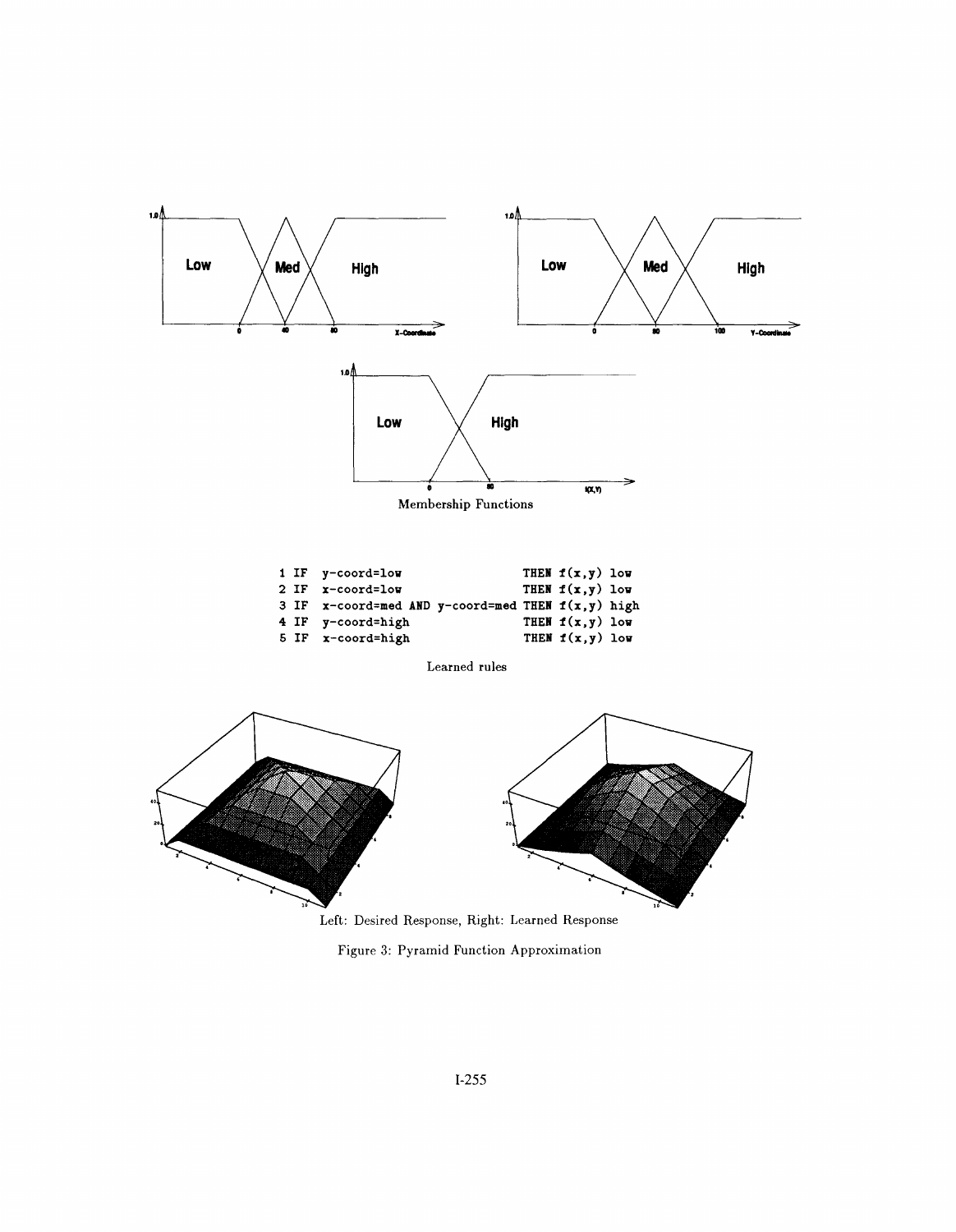Membership Functions

```
1 IF  y-coord=low                     THEN f(x,y) low
2 IF  x-coord=low                     THEN f(x,y) low
3 IF  x-coord=med AND y-coord=med THEN f(x,y) high
4 IF  y-coord=high                    THEN f(x,y) low
5 IF  x-coord=high                    THEN f(x,y) low
```

Learned rules

Left: Desired Response, Right: Learned Response

Figure 3: Pyramid Function Approximation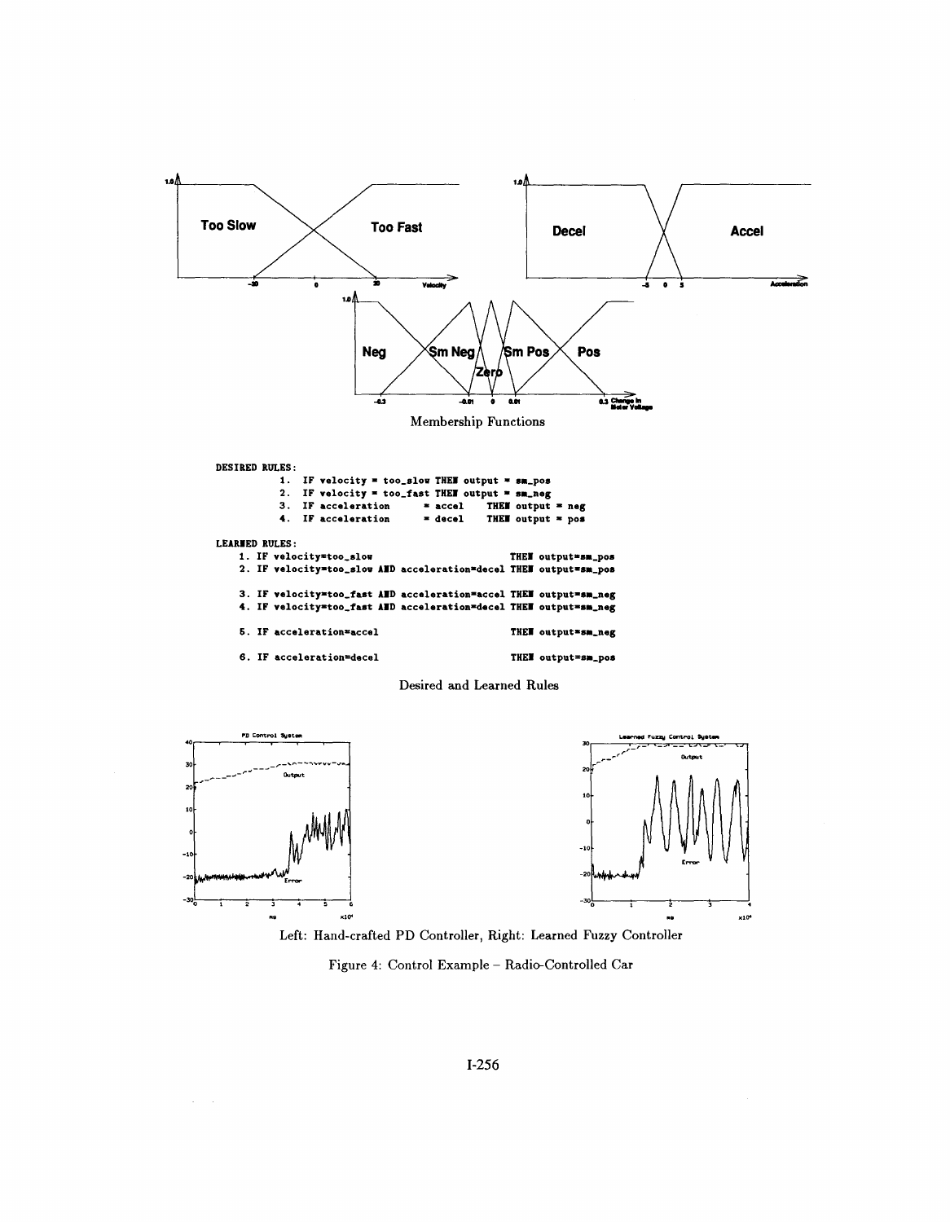1.0

Too Slow

Too Fast

-20

0

20

Velocity

1.0

Decel

Accel

-5

0

5

Acceleration

1.0

Neg

Sm Neg

Zero

Sm Pos

Pos

-0.3

-0.01

0

0.01

0.3

Change in Motor Voltage

Membership Functions

```
DESIRED RULES:
        1.  IF velocity = too_slow THEN output = sm_pos
        2.  IF velocity = too_fast THEN output = sm_neg
        3.  IF acceleration     = accel    THEN output = neg
        4.  IF acceleration     = decel    THEN output = pos

LEARNED RULES:
    1. IF velocity=too_slow                           THEN output=sm_pos
    2. IF velocity=too_slow AND acceleration=decel THEN output=sm_pos

    3. IF velocity=too_fast AND acceleration=accel THEN output=sm_neg
    4. IF velocity=too_fast AND acceleration=decel THEN output=sm_neg

    5. IF acceleration=accel                          THEN output=sm_neg

    6. IF acceleration=decel                          THEN output=sm_pos
```

Desired and Learned Rules

PD Control System

Output

Error

40

30

20

10

0

-10

-20

-30

0 1 2 3 4 5 6

ms

x10⁴

Learned Fuzzy Control System

Output

Error

30

20

10

0

-10

-20

-30

0 1 2 3 4

ms

x10⁴

Left: Hand-crafted PD Controller, Right: Learned Fuzzy Controller

Figure 4: Control Example – Radio-Controlled Car